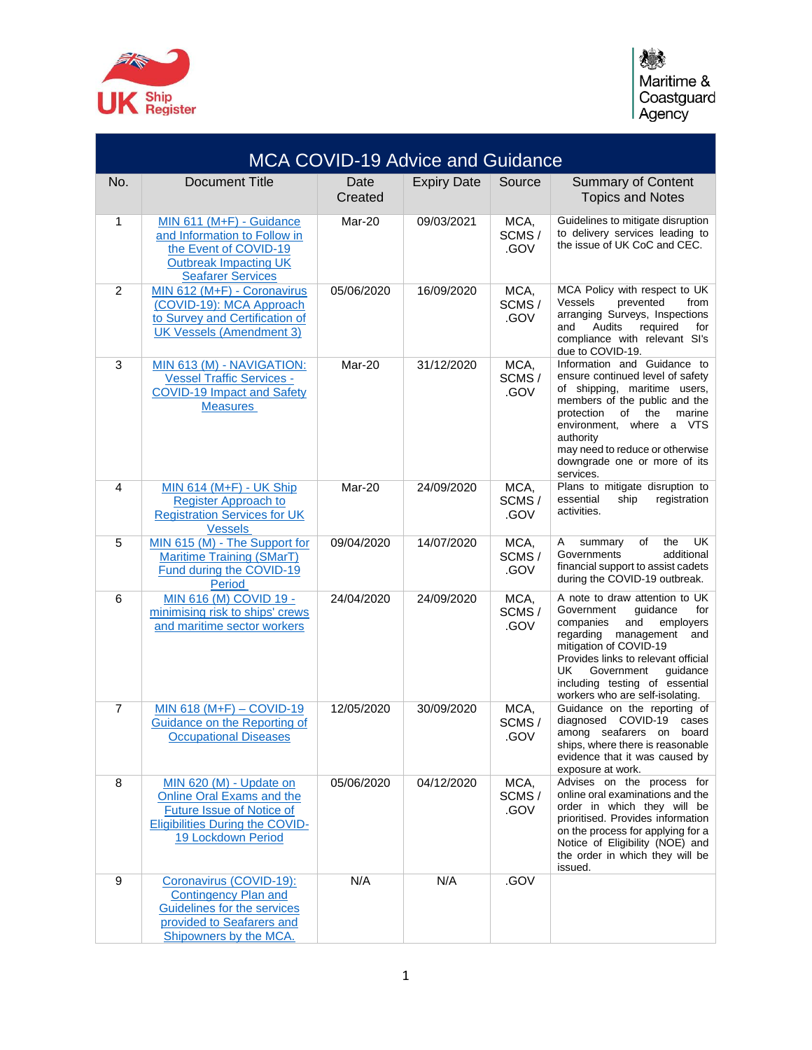UK Ship Register

Maritime & Coastguard Agency

| MCA COVID-19 Advice and Guidance | | | | | |
|---|---|---|---|---|---|
| No. | Document Title | Date Created | Expiry Date | Source | Summary of Content Topics and Notes |
| 1 | MIN 611 (M+F) - Guidance and Information to Follow in the Event of COVID-19 Outbreak Impacting UK Seafarer Services | Mar-20 | 09/03/2021 | MCA, SCMS / .GOV | Guidelines to mitigate disruption to delivery services leading to the issue of UK CoC and CEC. |
| 2 | MIN 612 (M+F) - Coronavirus (COVID-19): MCA Approach to Survey and Certification of UK Vessels (Amendment 3) | 05/06/2020 | 16/09/2020 | MCA, SCMS / .GOV | MCA Policy with respect to UK Vessels prevented from arranging Surveys, Inspections and Audits required for compliance with relevant SI's due to COVID-19. |
| 3 | MIN 613 (M) - NAVIGATION: Vessel Traffic Services - COVID-19 Impact and Safety Measures | Mar-20 | 31/12/2020 | MCA, SCMS / .GOV | Information and Guidance to ensure continued level of safety of shipping, maritime users, members of the public and the protection of the marine environment, where a VTS authority may need to reduce or otherwise downgrade one or more of its services. |
| 4 | MIN 614 (M+F) - UK Ship Register Approach to Registration Services for UK Vessels | Mar-20 | 24/09/2020 | MCA, SCMS / .GOV | Plans to mitigate disruption to essential ship registration activities. |
| 5 | MIN 615 (M) - The Support for Maritime Training (SMarT) Fund during the COVID-19 Period | 09/04/2020 | 14/07/2020 | MCA, SCMS / .GOV | A summary of the UK Governments additional financial support to assist cadets during the COVID-19 outbreak. |
| 6 | MIN 616 (M) COVID 19 - minimising risk to ships' crews and maritime sector workers | 24/04/2020 | 24/09/2020 | MCA, SCMS / .GOV | A note to draw attention to UK Government guidance for companies and employers regarding management and mitigation of COVID-19 Provides links to relevant official UK Government guidance including testing of essential workers who are self-isolating. |
| 7 | MIN 618 (M+F) – COVID-19 Guidance on the Reporting of Occupational Diseases | 12/05/2020 | 30/09/2020 | MCA, SCMS / .GOV | Guidance on the reporting of diagnosed COVID-19 cases among seafarers on board ships, where there is reasonable evidence that it was caused by exposure at work. |
| 8 | MIN 620 (M) - Update on Online Oral Exams and the Future Issue of Notice of Eligibilities During the COVID-19 Lockdown Period | 05/06/2020 | 04/12/2020 | MCA, SCMS / .GOV | Advises on the process for online oral examinations and the order in which they will be prioritised. Provides information on the process for applying for a Notice of Eligibility (NOE) and the order in which they will be issued. |
| 9 | Coronavirus (COVID-19): Contingency Plan and Guidelines for the services provided to Seafarers and Shipowners by the MCA. | N/A | N/A | .GOV | |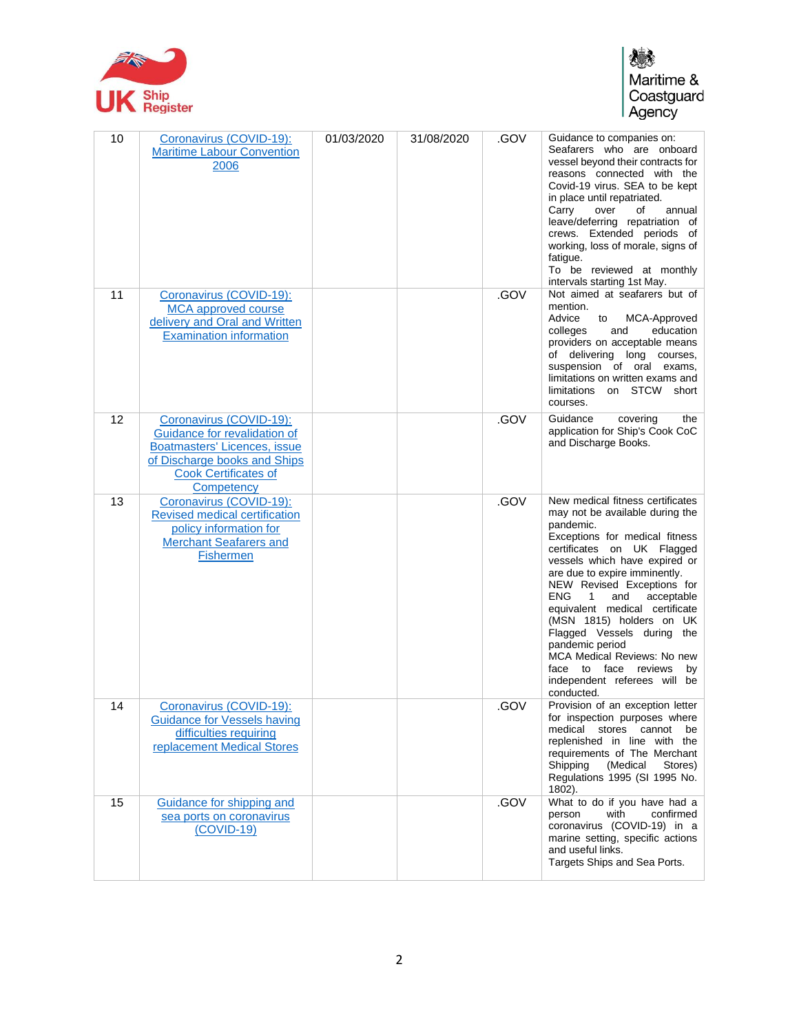| | | | | | |
|---|---|---|---|---|---|
| 10 | Coronavirus (COVID-19): Maritime Labour Convention 2006 | 01/03/2020 | 31/08/2020 | .GOV | Guidance to companies on: Seafarers who are onboard vessel beyond their contracts for reasons connected with the Covid-19 virus. SEA to be kept in place until repatriated.<br>Carry over of annual leave/deferring repatriation of crews. Extended periods of working, loss of morale, signs of fatigue.<br>To be reviewed at monthly intervals starting 1st May. |
| 11 | Coronavirus (COVID-19): MCA approved course delivery and Oral and Written Examination information | | | .GOV | Not aimed at seafarers but of mention.<br>Advice to MCA-Approved colleges and education providers on acceptable means of delivering long courses, suspension of oral exams, limitations on written exams and limitations on STCW short courses. |
| 12 | Coronavirus (COVID-19): Guidance for revalidation of Boatmasters' Licences, issue of Discharge books and Ships Cook Certificates of Competency | | | .GOV | Guidance covering the application for Ship's Cook CoC and Discharge Books. |
| 13 | Coronavirus (COVID-19): Revised medical certification policy information for Merchant Seafarers and Fishermen | | | .GOV | New medical fitness certificates may not be available during the pandemic.<br>Exceptions for medical fitness certificates on UK Flagged vessels which have expired or are due to expire imminently.<br>NEW Revised Exceptions for ENG 1 and acceptable equivalent medical certificate (MSN 1815) holders on UK Flagged Vessels during the pandemic period<br>MCA Medical Reviews: No new face to face reviews by independent referees will be conducted. |
| 14 | Coronavirus (COVID-19): Guidance for Vessels having difficulties requiring replacement Medical Stores | | | .GOV | Provision of an exception letter for inspection purposes where medical stores cannot be replenished in line with the requirements of The Merchant Shipping (Medical Stores) Regulations 1995 (SI 1995 No. 1802). |
| 15 | Guidance for shipping and sea ports on coronavirus (COVID-19) | | | .GOV | What to do if you have had a person with confirmed coronavirus (COVID-19) in a marine setting, specific actions and useful links.<br>Targets Ships and Sea Ports. |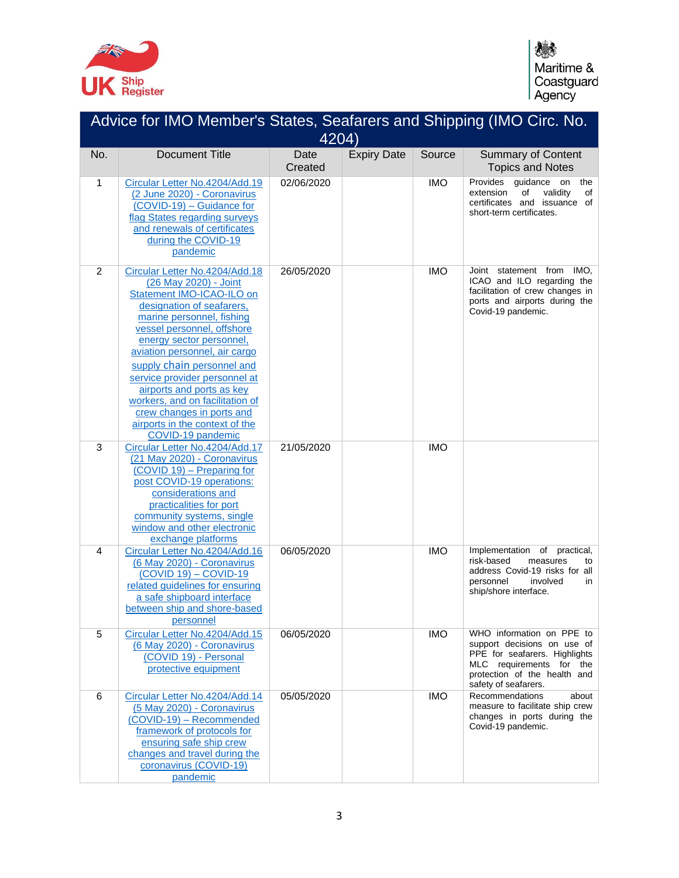| Advice for IMO Member's States, Seafarers and Shipping (IMO Circ. No. 4204) | | | | | |
|---|---|---|---|---|---|
| No. | Document Title | Date Created | Expiry Date | Source | Summary of Content Topics and Notes |
| 1 | Circular Letter No.4204/Add.19 (2 June 2020) - Coronavirus (COVID-19) – Guidance for flag States regarding surveys and renewals of certificates during the COVID-19 pandemic | 02/06/2020 | | IMO | Provides guidance on the extension of validity of certificates and issuance of short-term certificates. |
| 2 | Circular Letter No.4204/Add.18 (26 May 2020) - Joint Statement IMO-ICAO-ILO on designation of seafarers, marine personnel, fishing vessel personnel, offshore energy sector personnel, aviation personnel, air cargo supply chain personnel and service provider personnel at airports and ports as key workers, and on facilitation of crew changes in ports and airports in the context of the COVID-19 pandemic | 26/05/2020 | | IMO | Joint statement from IMO, ICAO and ILO regarding the facilitation of crew changes in ports and airports during the Covid-19 pandemic. |
| 3 | Circular Letter No.4204/Add.17 (21 May 2020) - Coronavirus (COVID 19) – Preparing for post COVID-19 operations: considerations and practicalities for port community systems, single window and other electronic exchange platforms | 21/05/2020 | | IMO | |
| 4 | Circular Letter No.4204/Add.16 (6 May 2020) - Coronavirus (COVID 19) – COVID-19 related guidelines for ensuring a safe shipboard interface between ship and shore-based personnel | 06/05/2020 | | IMO | Implementation of practical, risk-based measures to address Covid-19 risks for all personnel involved in ship/shore interface. |
| 5 | Circular Letter No.4204/Add.15 (6 May 2020) - Coronavirus (COVID 19) - Personal protective equipment | 06/05/2020 | | IMO | WHO information on PPE to support decisions on use of PPE for seafarers. Highlights MLC requirements for the protection of the health and safety of seafarers. |
| 6 | Circular Letter No.4204/Add.14 (5 May 2020) - Coronavirus (COVID-19) – Recommended framework of protocols for ensuring safe ship crew changes and travel during the coronavirus (COVID-19) pandemic | 05/05/2020 | | IMO | Recommendations about measure to facilitate ship crew changes in ports during the Covid-19 pandemic. |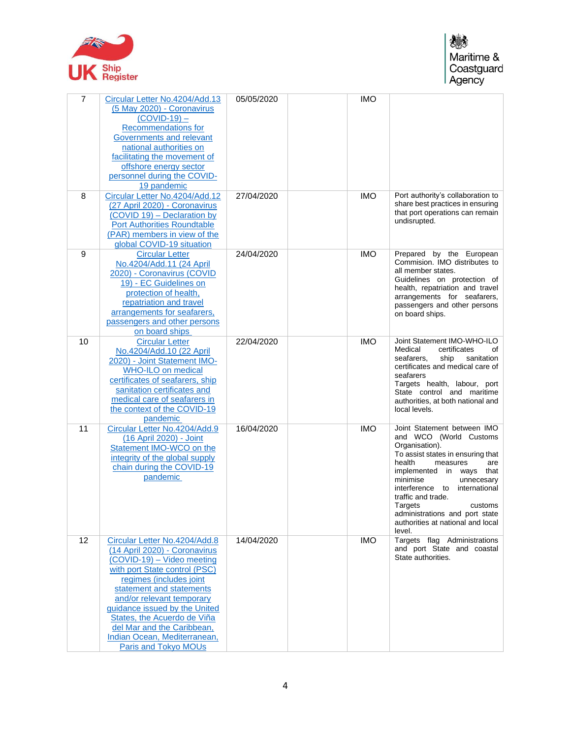| 7 | Circular Letter No.4204/Add.13 (5 May 2020) - Coronavirus (COVID-19) – Recommendations for Governments and relevant national authorities on facilitating the movement of offshore energy sector personnel during the COVID-19 pandemic | 05/05/2020 | | IMO | |
|---|---|---|---|---|---|
| 8 | Circular Letter No.4204/Add.12 (27 April 2020) - Coronavirus (COVID 19) – Declaration by Port Authorities Roundtable (PAR) members in view of the global COVID-19 situation | 27/04/2020 | | IMO | Port authority's collaboration to share best practices in ensuring that port operations can remain undisrupted. |
| 9 | Circular Letter No.4204/Add.11 (24 April 2020) - Coronavirus (COVID 19) - EC Guidelines on protection of health, repatriation and travel arrangements for seafarers, passengers and other persons on board ships | 24/04/2020 | | IMO | Prepared by the European Commision. IMO distributes to all member states. Guidelines on protection of health, repatriation and travel arrangements for seafarers, passengers and other persons on board ships. |
| 10 | Circular Letter No.4204/Add.10 (22 April 2020) - Joint Statement IMO-WHO-ILO on medical certificates of seafarers, ship sanitation certificates and medical care of seafarers in the context of the COVID-19 pandemic | 22/04/2020 | | IMO | Joint Statement IMO-WHO-ILO Medical certificates of seafarers, ship sanitation certificates and medical care of seafarers Targets health, labour, port State control and maritime authorities, at both national and local levels. |
| 11 | Circular Letter No.4204/Add.9 (16 April 2020) - Joint Statement IMO-WCO on the integrity of the global supply chain during the COVID-19 pandemic | 16/04/2020 | | IMO | Joint Statement between IMO and WCO (World Customs Organisation). To assist states in ensuring that health measures are implemented in ways that minimise unnecesary interference to international traffic and trade. Targets customs administrations and port state authorities at national and local level. |
| 12 | Circular Letter No.4204/Add.8 (14 April 2020) - Coronavirus (COVID-19) – Video meeting with port State control (PSC) regimes (includes joint statement and statements and/or relevant temporary guidance issued by the United States, the Acuerdo de Viña del Mar and the Caribbean, Indian Ocean, Mediterranean, Paris and Tokyo MOUs | 14/04/2020 | | IMO | Targets flag Administrations and port State and coastal State authorities. |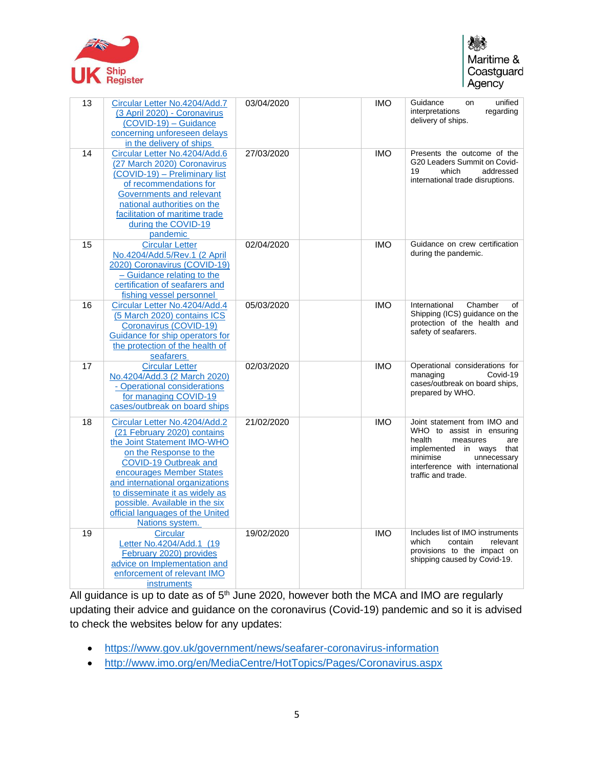| | | | | | |
|---|---|---|---|---|---|
| 13 | Circular Letter No.4204/Add.7 (3 April 2020) - Coronavirus (COVID-19) – Guidance concerning unforeseen delays in the delivery of ships | 03/04/2020 | | IMO | Guidance on unified interpretations regarding delivery of ships. |
| 14 | Circular Letter No.4204/Add.6 (27 March 2020) Coronavirus (COVID-19) – Preliminary list of recommendations for Governments and relevant national authorities on the facilitation of maritime trade during the COVID-19 pandemic | 27/03/2020 | | IMO | Presents the outcome of the G20 Leaders Summit on Covid-19 which addressed international trade disruptions. |
| 15 | Circular Letter No.4204/Add.5/Rev.1 (2 April 2020) Coronavirus (COVID-19) – Guidance relating to the certification of seafarers and fishing vessel personnel | 02/04/2020 | | IMO | Guidance on crew certification during the pandemic. |
| 16 | Circular Letter No.4204/Add.4 (5 March 2020) contains ICS Coronavirus (COVID-19) Guidance for ship operators for the protection of the health of seafarers | 05/03/2020 | | IMO | International Chamber of Shipping (ICS) guidance on the protection of the health and safety of seafarers. |
| 17 | Circular Letter No.4204/Add.3 (2 March 2020) - Operational considerations for managing COVID-19 cases/outbreak on board ships | 02/03/2020 | | IMO | Operational considerations for managing Covid-19 cases/outbreak on board ships, prepared by WHO. |
| 18 | Circular Letter No.4204/Add.2 (21 February 2020) contains the Joint Statement IMO-WHO on the Response to the COVID-19 Outbreak and encourages Member States and international organizations to disseminate it as widely as possible. Available in the six official languages of the United Nations system. | 21/02/2020 | | IMO | Joint statement from IMO and WHO to assist in ensuring health measures are implemented in ways that minimise unnecessary interference with international traffic and trade. |
| 19 | Circular Letter No.4204/Add.1 (19 February 2020) provides advice on Implementation and enforcement of relevant IMO instruments | 19/02/2020 | | IMO | Includes list of IMO instruments which contain relevant provisions to the impact on shipping caused by Covid-19. |

All guidance is up to date as of 5th June 2020, however both the MCA and IMO are regularly updating their advice and guidance on the coronavirus (Covid-19) pandemic and so it is advised to check the websites below for any updates:

- https://www.gov.uk/government/news/seafarer-coronavirus-information
- http://www.imo.org/en/MediaCentre/HotTopics/Pages/Coronavirus.aspx